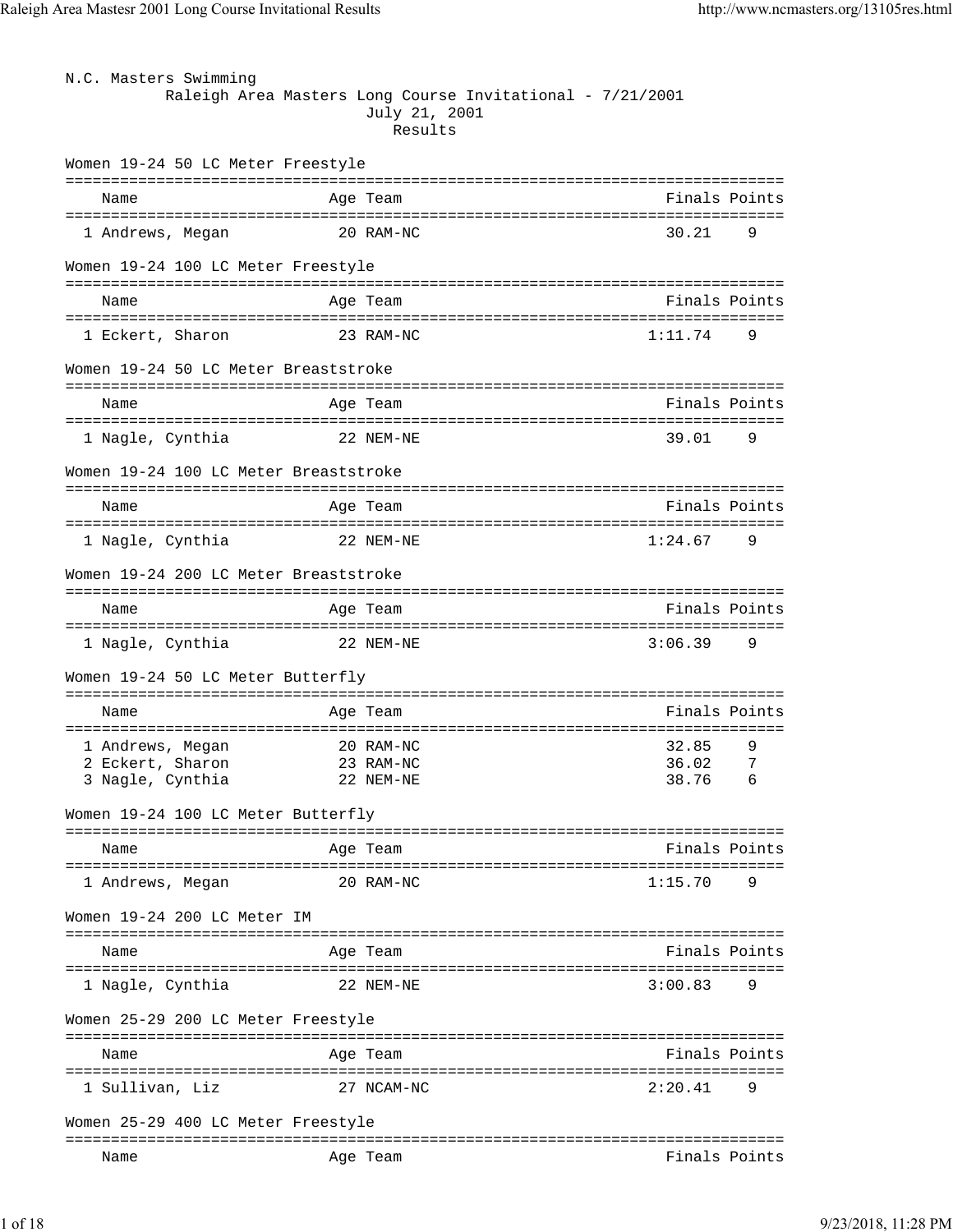N.C. Masters Swimming

Raleigh Area Masters Long Course Invitational - 7/21/2001

July 21, 2001

Results

### Women 19-24 50 LC Meter Freestyle

| | Name | Age | Team | Finals | Points |
|---|---|---|---|---|---|
| 1 | Andrews, Megan | 20 | RAM-NC | 30.21 | 9 |

### Women 19-24 100 LC Meter Freestyle

| | Name | Age | Team | Finals | Points |
|---|---|---|---|---|---|
| 1 | Eckert, Sharon | 23 | RAM-NC | 1:11.74 | 9 |

### Women 19-24 50 LC Meter Breaststroke

| | Name | Age | Team | Finals | Points |
|---|---|---|---|---|---|
| 1 | Nagle, Cynthia | 22 | NEM-NE | 39.01 | 9 |

### Women 19-24 100 LC Meter Breaststroke

| | Name | Age | Team | Finals | Points |
|---|---|---|---|---|---|
| 1 | Nagle, Cynthia | 22 | NEM-NE | 1:24.67 | 9 |

### Women 19-24 200 LC Meter Breaststroke

| | Name | Age | Team | Finals | Points |
|---|---|---|---|---|---|
| 1 | Nagle, Cynthia | 22 | NEM-NE | 3:06.39 | 9 |

### Women 19-24 50 LC Meter Butterfly

| | Name | Age | Team | Finals | Points |
|---|---|---|---|---|---|
| 1 | Andrews, Megan | 20 | RAM-NC | 32.85 | 9 |
| 2 | Eckert, Sharon | 23 | RAM-NC | 36.02 | 7 |
| 3 | Nagle, Cynthia | 22 | NEM-NE | 38.76 | 6 |

### Women 19-24 100 LC Meter Butterfly

| | Name | Age | Team | Finals | Points |
|---|---|---|---|---|---|
| 1 | Andrews, Megan | 20 | RAM-NC | 1:15.70 | 9 |

### Women 19-24 200 LC Meter IM

| | Name | Age | Team | Finals | Points |
|---|---|---|---|---|---|
| 1 | Nagle, Cynthia | 22 | NEM-NE | 3:00.83 | 9 |

### Women 25-29 200 LC Meter Freestyle

| | Name | Age | Team | Finals | Points |
|---|---|---|---|---|---|
| 1 | Sullivan, Liz | 27 | NCAM-NC | 2:20.41 | 9 |

### Women 25-29 400 LC Meter Freestyle

| | Name | Age | Team | Finals | Points |
|---|---|---|---|---|---|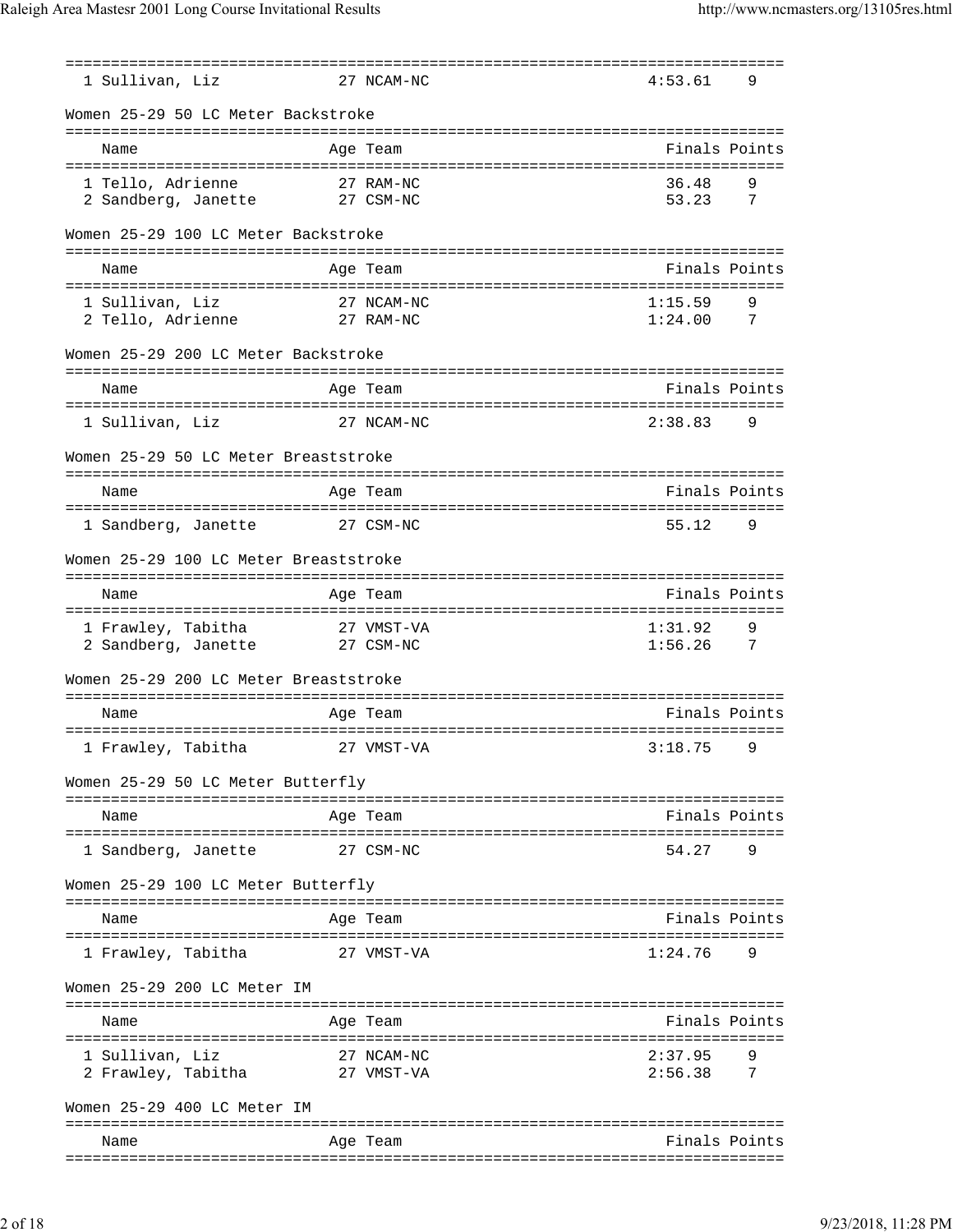| Name | Age | Team | Finals | Points |
|---|---|---|---|---|
| 1 Sullivan, Liz | 27 | NCAM-NC | 4:53.61 | 9 |

Women 25-29 50 LC Meter Backstroke

| Name | Age | Team | Finals | Points |
|---|---|---|---|---|
| 1 Tello, Adrienne | 27 | RAM-NC | 36.48 | 9 |
| 2 Sandberg, Janette | 27 | CSM-NC | 53.23 | 7 |

Women 25-29 100 LC Meter Backstroke

| Name | Age | Team | Finals | Points |
|---|---|---|---|---|
| 1 Sullivan, Liz | 27 | NCAM-NC | 1:15.59 | 9 |
| 2 Tello, Adrienne | 27 | RAM-NC | 1:24.00 | 7 |

Women 25-29 200 LC Meter Backstroke

| Name | Age | Team | Finals | Points |
|---|---|---|---|---|
| 1 Sullivan, Liz | 27 | NCAM-NC | 2:38.83 | 9 |

Women 25-29 50 LC Meter Breaststroke

| Name | Age | Team | Finals | Points |
|---|---|---|---|---|
| 1 Sandberg, Janette | 27 | CSM-NC | 55.12 | 9 |

Women 25-29 100 LC Meter Breaststroke

| Name | Age | Team | Finals | Points |
|---|---|---|---|---|
| 1 Frawley, Tabitha | 27 | VMST-VA | 1:31.92 | 9 |
| 2 Sandberg, Janette | 27 | CSM-NC | 1:56.26 | 7 |

Women 25-29 200 LC Meter Breaststroke

| Name | Age | Team | Finals | Points |
|---|---|---|---|---|
| 1 Frawley, Tabitha | 27 | VMST-VA | 3:18.75 | 9 |

Women 25-29 50 LC Meter Butterfly

| Name | Age | Team | Finals | Points |
|---|---|---|---|---|
| 1 Sandberg, Janette | 27 | CSM-NC | 54.27 | 9 |

Women 25-29 100 LC Meter Butterfly

| Name | Age | Team | Finals | Points |
|---|---|---|---|---|
| 1 Frawley, Tabitha | 27 | VMST-VA | 1:24.76 | 9 |

Women 25-29 200 LC Meter IM

| Name | Age | Team | Finals | Points |
|---|---|---|---|---|
| 1 Sullivan, Liz | 27 | NCAM-NC | 2:37.95 | 9 |
| 2 Frawley, Tabitha | 27 | VMST-VA | 2:56.38 | 7 |

Women 25-29 400 LC Meter IM

| Name | Age | Team | Finals | Points |
|---|---|---|---|---|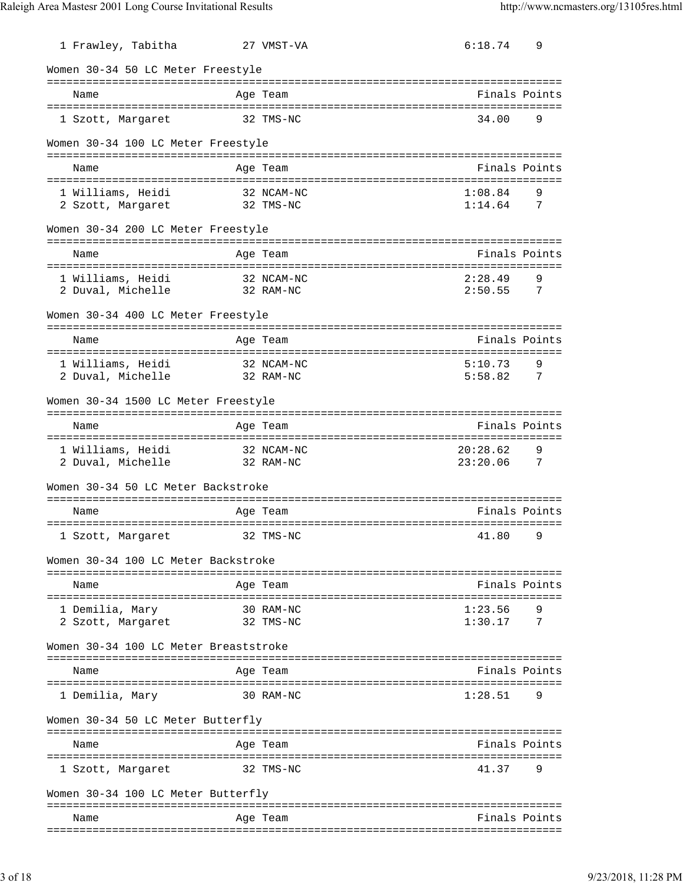| | Name | Age | Team | Finals | Points |
|---|---|---|---|---|---|
| 1 | Frawley, Tabitha | 27 | VMST-VA | 6:18.74 | 9 |

### Women 30-34 50 LC Meter Freestyle

| | Name | Age | Team | Finals | Points |
|---|---|---|---|---|---|
| 1 | Szott, Margaret | 32 | TMS-NC | 34.00 | 9 |

### Women 30-34 100 LC Meter Freestyle

| | Name | Age | Team | Finals | Points |
|---|---|---|---|---|---|
| 1 | Williams, Heidi | 32 | NCAM-NC | 1:08.84 | 9 |
| 2 | Szott, Margaret | 32 | TMS-NC | 1:14.64 | 7 |

### Women 30-34 200 LC Meter Freestyle

| | Name | Age | Team | Finals | Points |
|---|---|---|---|---|---|
| 1 | Williams, Heidi | 32 | NCAM-NC | 2:28.49 | 9 |
| 2 | Duval, Michelle | 32 | RAM-NC | 2:50.55 | 7 |

### Women 30-34 400 LC Meter Freestyle

| | Name | Age | Team | Finals | Points |
|---|---|---|---|---|---|
| 1 | Williams, Heidi | 32 | NCAM-NC | 5:10.73 | 9 |
| 2 | Duval, Michelle | 32 | RAM-NC | 5:58.82 | 7 |

### Women 30-34 1500 LC Meter Freestyle

| | Name | Age | Team | Finals | Points |
|---|---|---|---|---|---|
| 1 | Williams, Heidi | 32 | NCAM-NC | 20:28.62 | 9 |
| 2 | Duval, Michelle | 32 | RAM-NC | 23:20.06 | 7 |

### Women 30-34 50 LC Meter Backstroke

| | Name | Age | Team | Finals | Points |
|---|---|---|---|---|---|
| 1 | Szott, Margaret | 32 | TMS-NC | 41.80 | 9 |

### Women 30-34 100 LC Meter Backstroke

| | Name | Age | Team | Finals | Points |
|---|---|---|---|---|---|
| 1 | Demilia, Mary | 30 | RAM-NC | 1:23.56 | 9 |
| 2 | Szott, Margaret | 32 | TMS-NC | 1:30.17 | 7 |

### Women 30-34 100 LC Meter Breaststroke

| | Name | Age | Team | Finals | Points |
|---|---|---|---|---|---|
| 1 | Demilia, Mary | 30 | RAM-NC | 1:28.51 | 9 |

### Women 30-34 50 LC Meter Butterfly

| | Name | Age | Team | Finals | Points |
|---|---|---|---|---|---|
| 1 | Szott, Margaret | 32 | TMS-NC | 41.37 | 9 |

### Women 30-34 100 LC Meter Butterfly

| | Name | Age | Team | Finals | Points |
|---|---|---|---|---|---|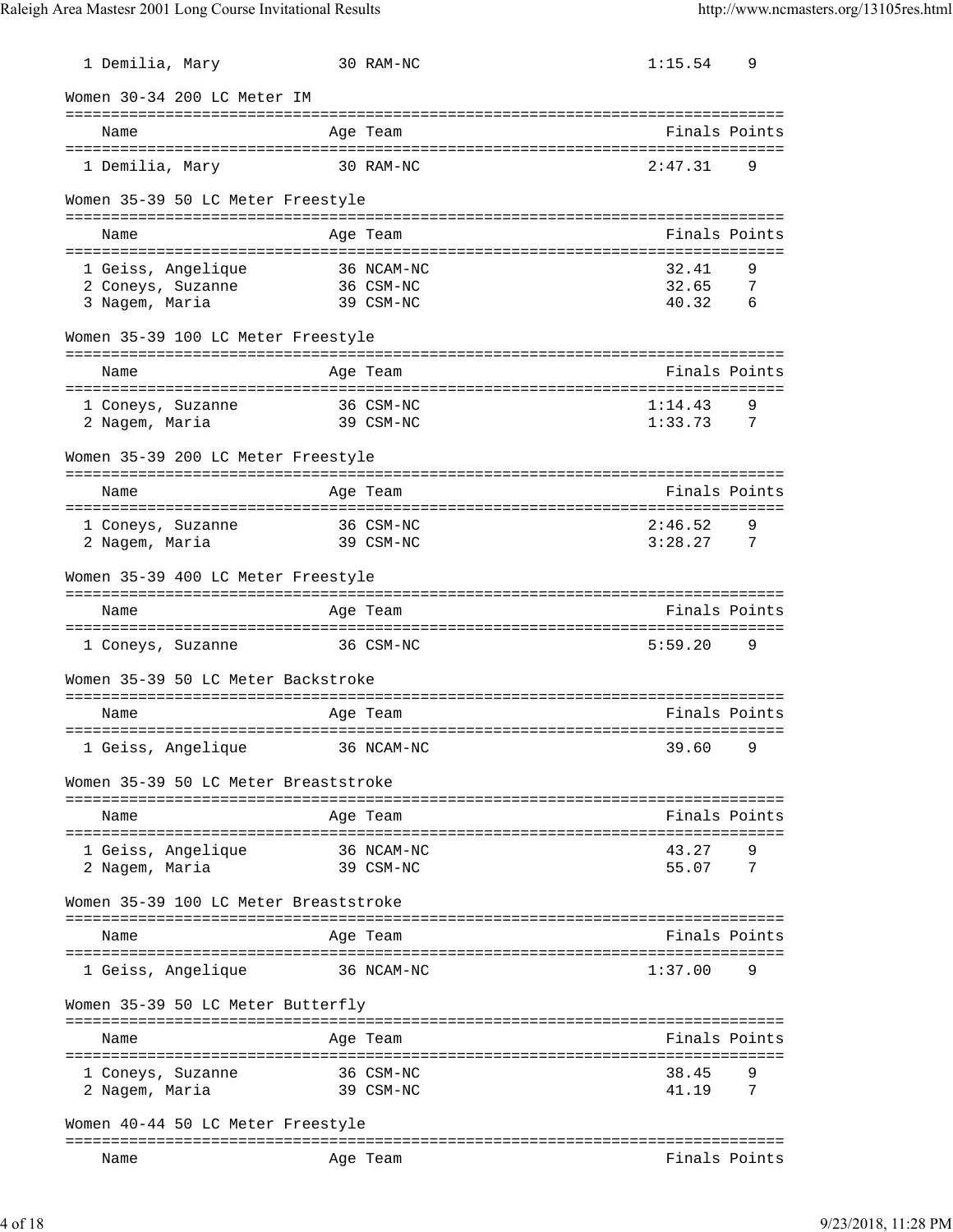| Name | Age | Team | Finals | Points |
|---|---|---|---|---|
| 1 Demilia, Mary | 30 | RAM-NC | 1:15.54 | 9 |

### Women 30-34 200 LC Meter IM

| Name | Age | Team | Finals | Points |
|---|---|---|---|---|
| 1 Demilia, Mary | 30 | RAM-NC | 2:47.31 | 9 |

### Women 35-39 50 LC Meter Freestyle

| Name | Age | Team | Finals | Points |
|---|---|---|---|---|
| 1 Geiss, Angelique | 36 | NCAM-NC | 32.41 | 9 |
| 2 Coneys, Suzanne | 36 | CSM-NC | 32.65 | 7 |
| 3 Nagem, Maria | 39 | CSM-NC | 40.32 | 6 |

### Women 35-39 100 LC Meter Freestyle

| Name | Age | Team | Finals | Points |
|---|---|---|---|---|
| 1 Coneys, Suzanne | 36 | CSM-NC | 1:14.43 | 9 |
| 2 Nagem, Maria | 39 | CSM-NC | 1:33.73 | 7 |

### Women 35-39 200 LC Meter Freestyle

| Name | Age | Team | Finals | Points |
|---|---|---|---|---|
| 1 Coneys, Suzanne | 36 | CSM-NC | 2:46.52 | 9 |
| 2 Nagem, Maria | 39 | CSM-NC | 3:28.27 | 7 |

### Women 35-39 400 LC Meter Freestyle

| Name | Age | Team | Finals | Points |
|---|---|---|---|---|
| 1 Coneys, Suzanne | 36 | CSM-NC | 5:59.20 | 9 |

### Women 35-39 50 LC Meter Backstroke

| Name | Age | Team | Finals | Points |
|---|---|---|---|---|
| 1 Geiss, Angelique | 36 | NCAM-NC | 39.60 | 9 |

### Women 35-39 50 LC Meter Breaststroke

| Name | Age | Team | Finals | Points |
|---|---|---|---|---|
| 1 Geiss, Angelique | 36 | NCAM-NC | 43.27 | 9 |
| 2 Nagem, Maria | 39 | CSM-NC | 55.07 | 7 |

### Women 35-39 100 LC Meter Breaststroke

| Name | Age | Team | Finals | Points |
|---|---|---|---|---|
| 1 Geiss, Angelique | 36 | NCAM-NC | 1:37.00 | 9 |

### Women 35-39 50 LC Meter Butterfly

| Name | Age | Team | Finals | Points |
|---|---|---|---|---|
| 1 Coneys, Suzanne | 36 | CSM-NC | 38.45 | 9 |
| 2 Nagem, Maria | 39 | CSM-NC | 41.19 | 7 |

### Women 40-44 50 LC Meter Freestyle

| Name | Age | Team | Finals | Points |
|---|---|---|---|---|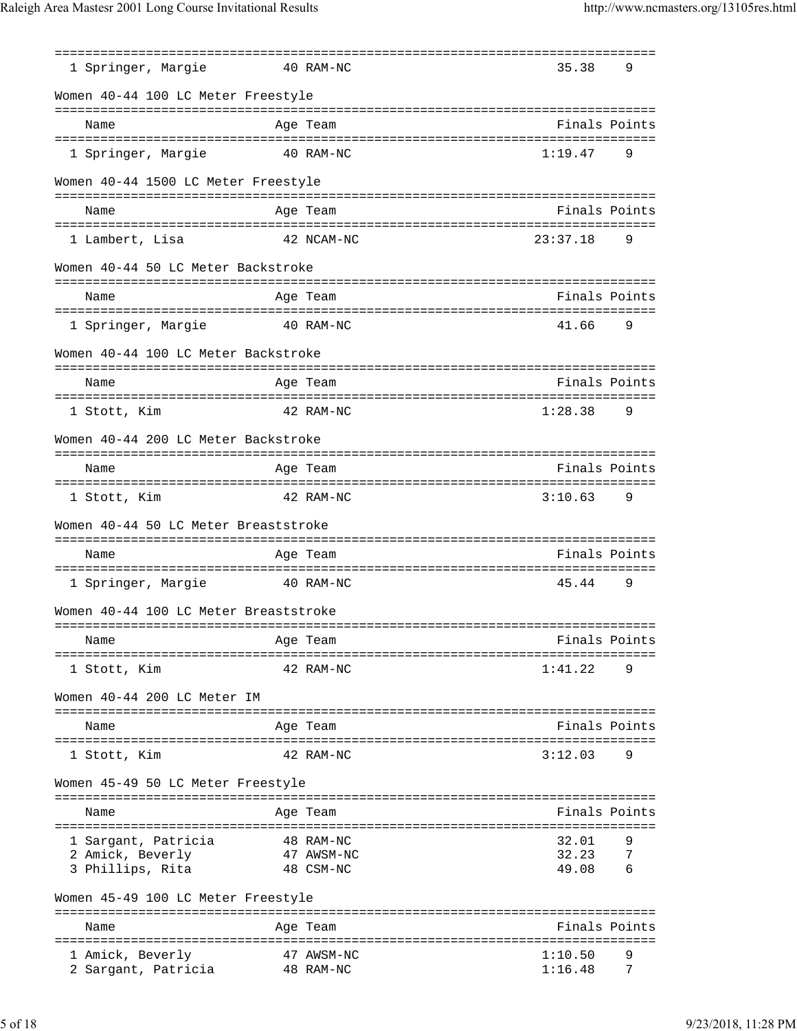| | Name | Age | Team | Finals | Points |
|---|---|---|---|---|---|
| 1 | Springer, Margie | 40 | RAM-NC | 35.38 | 9 |

Women 40-44 100 LC Meter Freestyle

| | Name | Age | Team | Finals | Points |
|---|---|---|---|---|---|
| 1 | Springer, Margie | 40 | RAM-NC | 1:19.47 | 9 |

Women 40-44 1500 LC Meter Freestyle

| | Name | Age | Team | Finals | Points |
|---|---|---|---|---|---|
| 1 | Lambert, Lisa | 42 | NCAM-NC | 23:37.18 | 9 |

Women 40-44 50 LC Meter Backstroke

| | Name | Age | Team | Finals | Points |
|---|---|---|---|---|---|
| 1 | Springer, Margie | 40 | RAM-NC | 41.66 | 9 |

Women 40-44 100 LC Meter Backstroke

| | Name | Age | Team | Finals | Points |
|---|---|---|---|---|---|
| 1 | Stott, Kim | 42 | RAM-NC | 1:28.38 | 9 |

Women 40-44 200 LC Meter Backstroke

| | Name | Age | Team | Finals | Points |
|---|---|---|---|---|---|
| 1 | Stott, Kim | 42 | RAM-NC | 3:10.63 | 9 |

Women 40-44 50 LC Meter Breaststroke

| | Name | Age | Team | Finals | Points |
|---|---|---|---|---|---|
| 1 | Springer, Margie | 40 | RAM-NC | 45.44 | 9 |

Women 40-44 100 LC Meter Breaststroke

| | Name | Age | Team | Finals | Points |
|---|---|---|---|---|---|
| 1 | Stott, Kim | 42 | RAM-NC | 1:41.22 | 9 |

Women 40-44 200 LC Meter IM

| | Name | Age | Team | Finals | Points |
|---|---|---|---|---|---|
| 1 | Stott, Kim | 42 | RAM-NC | 3:12.03 | 9 |

Women 45-49 50 LC Meter Freestyle

| | Name | Age | Team | Finals | Points |
|---|---|---|---|---|---|
| 1 | Sargant, Patricia | 48 | RAM-NC | 32.01 | 9 |
| 2 | Amick, Beverly | 47 | AWSM-NC | 32.23 | 7 |
| 3 | Phillips, Rita | 48 | CSM-NC | 49.08 | 6 |

Women 45-49 100 LC Meter Freestyle

| | Name | Age | Team | Finals | Points |
|---|---|---|---|---|---|
| 1 | Amick, Beverly | 47 | AWSM-NC | 1:10.50 | 9 |
| 2 | Sargant, Patricia | 48 | RAM-NC | 1:16.48 | 7 |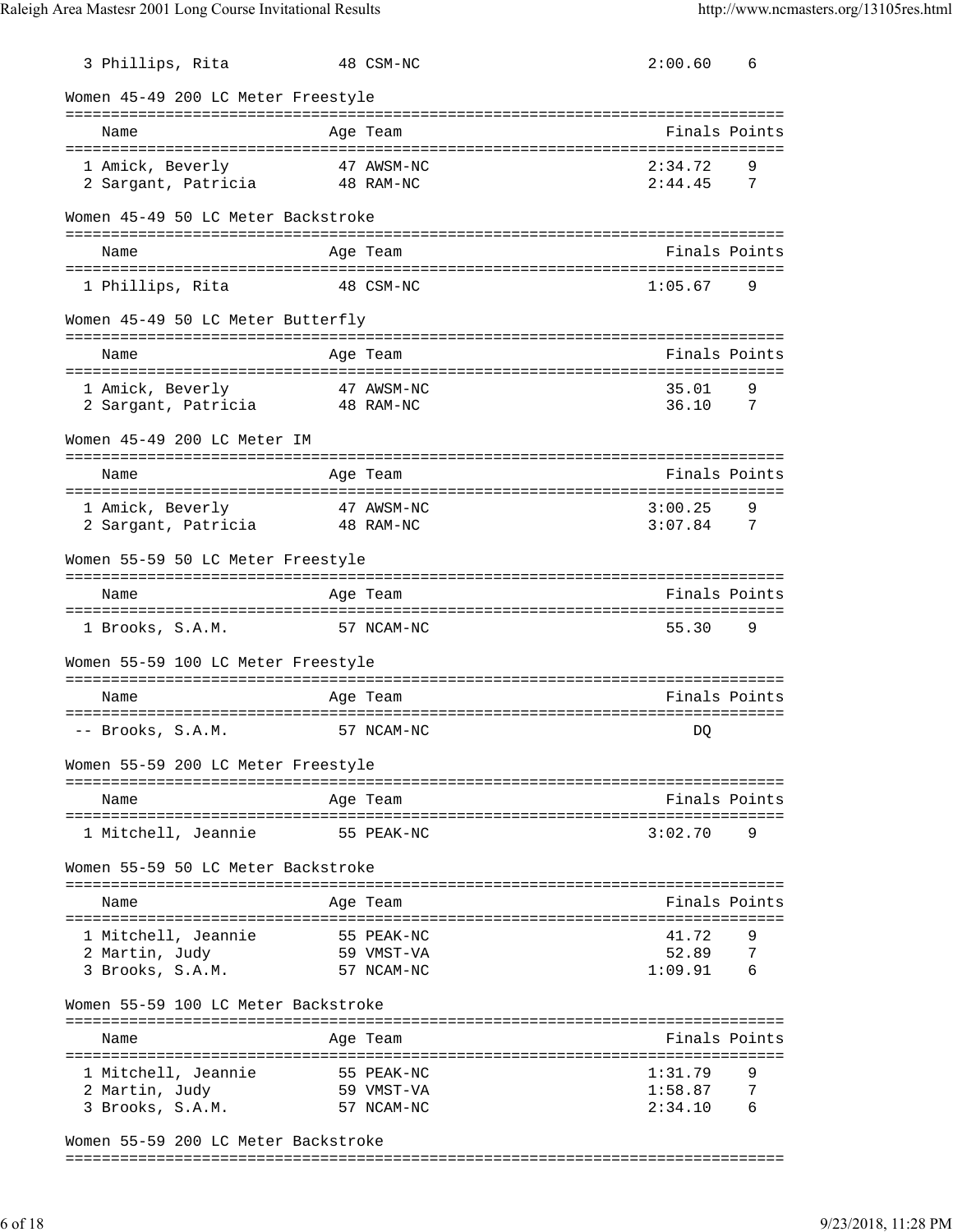| Name | Age | Team | Finals | Points |
|---|---|---|---|---|
| 3 Phillips, Rita | 48 | CSM-NC | 2:00.60 | 6 |

Women 45-49 200 LC Meter Freestyle

| Name | Age | Team | Finals | Points |
|---|---|---|---|---|
| 1 Amick, Beverly | 47 | AWSM-NC | 2:34.72 | 9 |
| 2 Sargant, Patricia | 48 | RAM-NC | 2:44.45 | 7 |

Women 45-49 50 LC Meter Backstroke

| Name | Age | Team | Finals | Points |
|---|---|---|---|---|
| 1 Phillips, Rita | 48 | CSM-NC | 1:05.67 | 9 |

Women 45-49 50 LC Meter Butterfly

| Name | Age | Team | Finals | Points |
|---|---|---|---|---|
| 1 Amick, Beverly | 47 | AWSM-NC | 35.01 | 9 |
| 2 Sargant, Patricia | 48 | RAM-NC | 36.10 | 7 |

Women 45-49 200 LC Meter IM

| Name | Age | Team | Finals | Points |
|---|---|---|---|---|
| 1 Amick, Beverly | 47 | AWSM-NC | 3:00.25 | 9 |
| 2 Sargant, Patricia | 48 | RAM-NC | 3:07.84 | 7 |

Women 55-59 50 LC Meter Freestyle

| Name | Age | Team | Finals | Points |
|---|---|---|---|---|
| 1 Brooks, S.A.M. | 57 | NCAM-NC | 55.30 | 9 |

Women 55-59 100 LC Meter Freestyle

| Name | Age | Team | Finals | Points |
|---|---|---|---|---|
| -- Brooks, S.A.M. | 57 | NCAM-NC | DQ | |

Women 55-59 200 LC Meter Freestyle

| Name | Age | Team | Finals | Points |
|---|---|---|---|---|
| 1 Mitchell, Jeannie | 55 | PEAK-NC | 3:02.70 | 9 |

Women 55-59 50 LC Meter Backstroke

| Name | Age | Team | Finals | Points |
|---|---|---|---|---|
| 1 Mitchell, Jeannie | 55 | PEAK-NC | 41.72 | 9 |
| 2 Martin, Judy | 59 | VMST-VA | 52.89 | 7 |
| 3 Brooks, S.A.M. | 57 | NCAM-NC | 1:09.91 | 6 |

Women 55-59 100 LC Meter Backstroke

| Name | Age | Team | Finals | Points |
|---|---|---|---|---|
| 1 Mitchell, Jeannie | 55 | PEAK-NC | 1:31.79 | 9 |
| 2 Martin, Judy | 59 | VMST-VA | 1:58.87 | 7 |
| 3 Brooks, S.A.M. | 57 | NCAM-NC | 2:34.10 | 6 |

Women 55-59 200 LC Meter Backstroke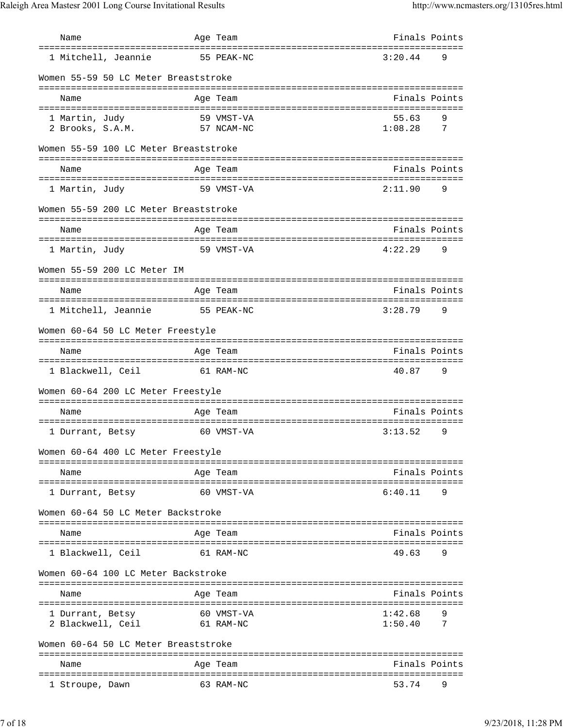| Name | Age | Team | Finals | Points |
|---|---|---|---|---|
| 1 Mitchell, Jeannie | 55 | PEAK-NC | 3:20.44 | 9 |

Women 55-59 50 LC Meter Breaststroke

| Name | Age | Team | Finals | Points |
|---|---|---|---|---|
| 1 Martin, Judy | 59 | VMST-VA | 55.63 | 9 |
| 2 Brooks, S.A.M. | 57 | NCAM-NC | 1:08.28 | 7 |

Women 55-59 100 LC Meter Breaststroke

| Name | Age | Team | Finals | Points |
|---|---|---|---|---|
| 1 Martin, Judy | 59 | VMST-VA | 2:11.90 | 9 |

Women 55-59 200 LC Meter Breaststroke

| Name | Age | Team | Finals | Points |
|---|---|---|---|---|
| 1 Martin, Judy | 59 | VMST-VA | 4:22.29 | 9 |

Women 55-59 200 LC Meter IM

| Name | Age | Team | Finals | Points |
|---|---|---|---|---|
| 1 Mitchell, Jeannie | 55 | PEAK-NC | 3:28.79 | 9 |

Women 60-64 50 LC Meter Freestyle

| Name | Age | Team | Finals | Points |
|---|---|---|---|---|
| 1 Blackwell, Ceil | 61 | RAM-NC | 40.87 | 9 |

Women 60-64 200 LC Meter Freestyle

| Name | Age | Team | Finals | Points |
|---|---|---|---|---|
| 1 Durrant, Betsy | 60 | VMST-VA | 3:13.52 | 9 |

Women 60-64 400 LC Meter Freestyle

| Name | Age | Team | Finals | Points |
|---|---|---|---|---|
| 1 Durrant, Betsy | 60 | VMST-VA | 6:40.11 | 9 |

Women 60-64 50 LC Meter Backstroke

| Name | Age | Team | Finals | Points |
|---|---|---|---|---|
| 1 Blackwell, Ceil | 61 | RAM-NC | 49.63 | 9 |

Women 60-64 100 LC Meter Backstroke

| Name | Age | Team | Finals | Points |
|---|---|---|---|---|
| 1 Durrant, Betsy | 60 | VMST-VA | 1:42.68 | 9 |
| 2 Blackwell, Ceil | 61 | RAM-NC | 1:50.40 | 7 |

Women 60-64 50 LC Meter Breaststroke

| Name | Age | Team | Finals | Points |
|---|---|---|---|---|
| 1 Stroupe, Dawn | 63 | RAM-NC | 53.74 | 9 |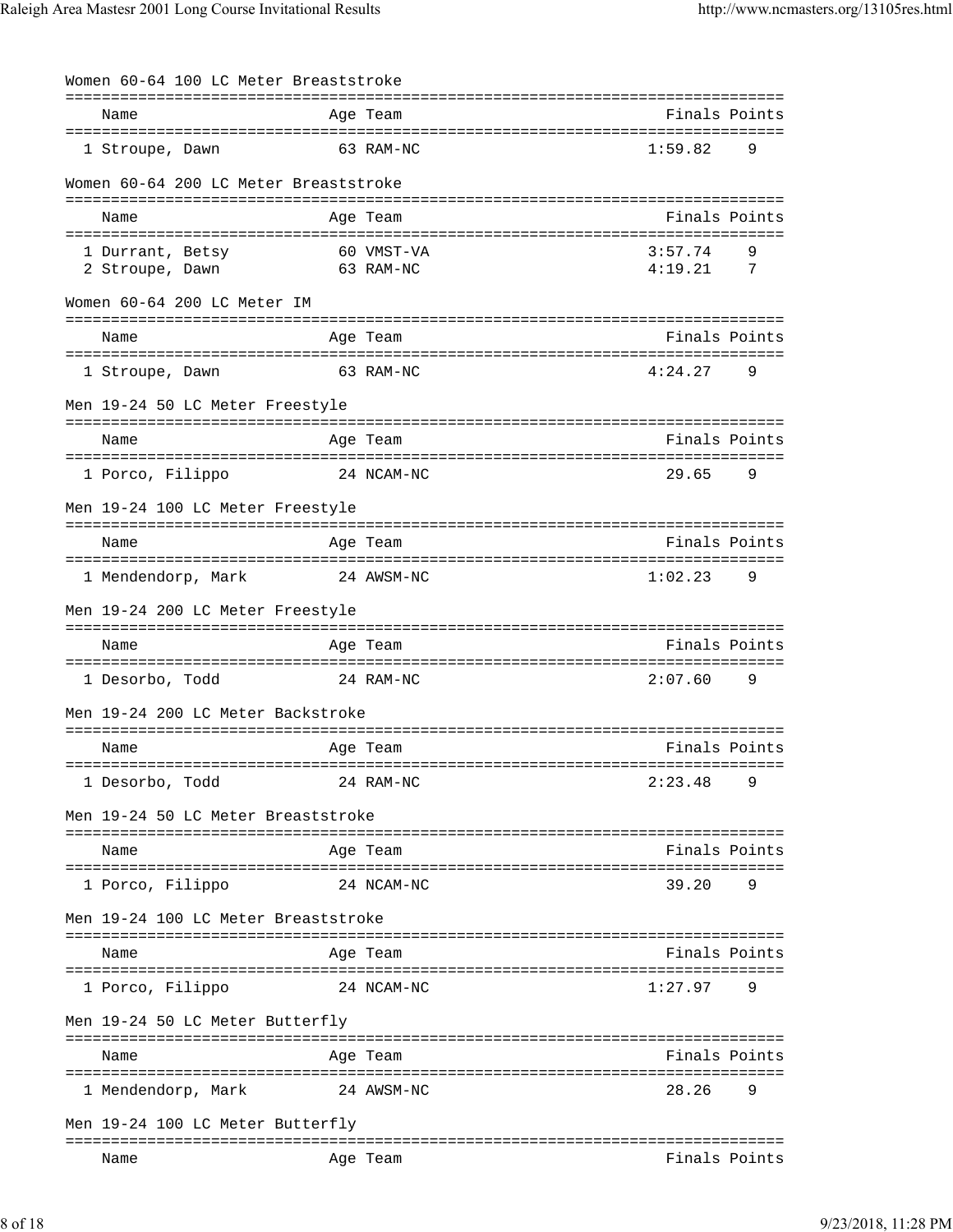Women 60-64 100 LC Meter Breaststroke

| | Name | Age | Team | Finals | Points |
|---|---|---|---|---|---|
| 1 | Stroupe, Dawn | 63 | RAM-NC | 1:59.82 | 9 |

Women 60-64 200 LC Meter Breaststroke

| | Name | Age | Team | Finals | Points |
|---|---|---|---|---|---|
| 1 | Durrant, Betsy | 60 | VMST-VA | 3:57.74 | 9 |
| 2 | Stroupe, Dawn | 63 | RAM-NC | 4:19.21 | 7 |

Women 60-64 200 LC Meter IM

| | Name | Age | Team | Finals | Points |
|---|---|---|---|---|---|
| 1 | Stroupe, Dawn | 63 | RAM-NC | 4:24.27 | 9 |

Men 19-24 50 LC Meter Freestyle

| | Name | Age | Team | Finals | Points |
|---|---|---|---|---|---|
| 1 | Porco, Filippo | 24 | NCAM-NC | 29.65 | 9 |

Men 19-24 100 LC Meter Freestyle

| | Name | Age | Team | Finals | Points |
|---|---|---|---|---|---|
| 1 | Mendendorp, Mark | 24 | AWSM-NC | 1:02.23 | 9 |

Men 19-24 200 LC Meter Freestyle

| | Name | Age | Team | Finals | Points |
|---|---|---|---|---|---|
| 1 | Desorbo, Todd | 24 | RAM-NC | 2:07.60 | 9 |

Men 19-24 200 LC Meter Backstroke

| | Name | Age | Team | Finals | Points |
|---|---|---|---|---|---|
| 1 | Desorbo, Todd | 24 | RAM-NC | 2:23.48 | 9 |

Men 19-24 50 LC Meter Breaststroke

| | Name | Age | Team | Finals | Points |
|---|---|---|---|---|---|
| 1 | Porco, Filippo | 24 | NCAM-NC | 39.20 | 9 |

Men 19-24 100 LC Meter Breaststroke

| | Name | Age | Team | Finals | Points |
|---|---|---|---|---|---|
| 1 | Porco, Filippo | 24 | NCAM-NC | 1:27.97 | 9 |

Men 19-24 50 LC Meter Butterfly

| | Name | Age | Team | Finals | Points |
|---|---|---|---|---|---|
| 1 | Mendendorp, Mark | 24 | AWSM-NC | 28.26 | 9 |

Men 19-24 100 LC Meter Butterfly

| | Name | Age | Team | Finals | Points |
|---|---|---|---|---|---|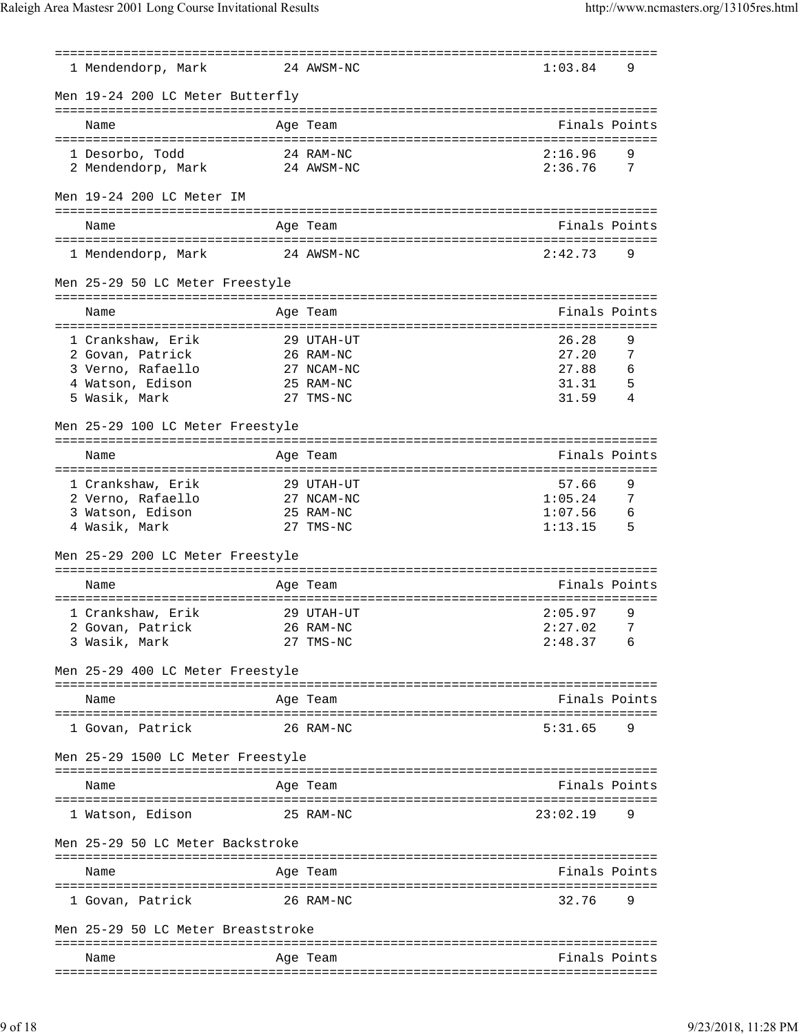| Name | Age | Team | Finals | Points |
|---|---|---|---|---|
| 1 Mendendorp, Mark | 24 | AWSM-NC | 1:03.84 | 9 |

### Men 19-24 200 LC Meter Butterfly

| Name | Age | Team | Finals | Points |
|---|---|---|---|---|
| 1 Desorbo, Todd | 24 | RAM-NC | 2:16.96 | 9 |
| 2 Mendendorp, Mark | 24 | AWSM-NC | 2:36.76 | 7 |

### Men 19-24 200 LC Meter IM

| Name | Age | Team | Finals | Points |
|---|---|---|---|---|
| 1 Mendendorp, Mark | 24 | AWSM-NC | 2:42.73 | 9 |

### Men 25-29 50 LC Meter Freestyle

| Name | Age | Team | Finals | Points |
|---|---|---|---|---|
| 1 Crankshaw, Erik | 29 | UTAH-UT | 26.28 | 9 |
| 2 Govan, Patrick | 26 | RAM-NC | 27.20 | 7 |
| 3 Verno, Rafaello | 27 | NCAM-NC | 27.88 | 6 |
| 4 Watson, Edison | 25 | RAM-NC | 31.31 | 5 |
| 5 Wasik, Mark | 27 | TMS-NC | 31.59 | 4 |

### Men 25-29 100 LC Meter Freestyle

| Name | Age | Team | Finals | Points |
|---|---|---|---|---|
| 1 Crankshaw, Erik | 29 | UTAH-UT | 57.66 | 9 |
| 2 Verno, Rafaello | 27 | NCAM-NC | 1:05.24 | 7 |
| 3 Watson, Edison | 25 | RAM-NC | 1:07.56 | 6 |
| 4 Wasik, Mark | 27 | TMS-NC | 1:13.15 | 5 |

### Men 25-29 200 LC Meter Freestyle

| Name | Age | Team | Finals | Points |
|---|---|---|---|---|
| 1 Crankshaw, Erik | 29 | UTAH-UT | 2:05.97 | 9 |
| 2 Govan, Patrick | 26 | RAM-NC | 2:27.02 | 7 |
| 3 Wasik, Mark | 27 | TMS-NC | 2:48.37 | 6 |

### Men 25-29 400 LC Meter Freestyle

| Name | Age | Team | Finals | Points |
|---|---|---|---|---|
| 1 Govan, Patrick | 26 | RAM-NC | 5:31.65 | 9 |

### Men 25-29 1500 LC Meter Freestyle

| Name | Age | Team | Finals | Points |
|---|---|---|---|---|
| 1 Watson, Edison | 25 | RAM-NC | 23:02.19 | 9 |

### Men 25-29 50 LC Meter Backstroke

| Name | Age | Team | Finals | Points |
|---|---|---|---|---|
| 1 Govan, Patrick | 26 | RAM-NC | 32.76 | 9 |

### Men 25-29 50 LC Meter Breaststroke

| Name | Age | Team | Finals | Points |
|---|---|---|---|---|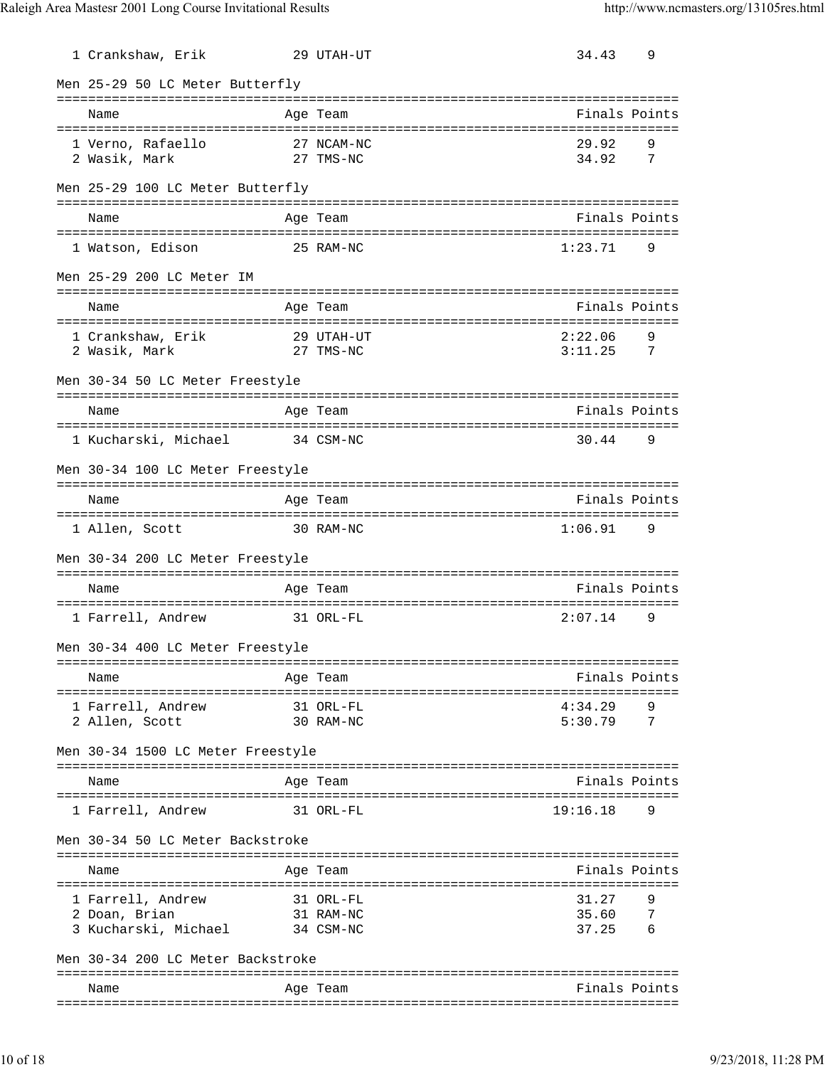| Name | Age | Team | Finals | Points |
|---|---|---|---|---|
| 1 Crankshaw, Erik | 29 | UTAH-UT | 34.43 | 9 |

### Men 25-29 50 LC Meter Butterfly

| Name | Age | Team | Finals | Points |
|---|---|---|---|---|
| 1 Verno, Rafaello | 27 | NCAM-NC | 29.92 | 9 |
| 2 Wasik, Mark | 27 | TMS-NC | 34.92 | 7 |

### Men 25-29 100 LC Meter Butterfly

| Name | Age | Team | Finals | Points |
|---|---|---|---|---|
| 1 Watson, Edison | 25 | RAM-NC | 1:23.71 | 9 |

### Men 25-29 200 LC Meter IM

| Name | Age | Team | Finals | Points |
|---|---|---|---|---|
| 1 Crankshaw, Erik | 29 | UTAH-UT | 2:22.06 | 9 |
| 2 Wasik, Mark | 27 | TMS-NC | 3:11.25 | 7 |

### Men 30-34 50 LC Meter Freestyle

| Name | Age | Team | Finals | Points |
|---|---|---|---|---|
| 1 Kucharski, Michael | 34 | CSM-NC | 30.44 | 9 |

### Men 30-34 100 LC Meter Freestyle

| Name | Age | Team | Finals | Points |
|---|---|---|---|---|
| 1 Allen, Scott | 30 | RAM-NC | 1:06.91 | 9 |

### Men 30-34 200 LC Meter Freestyle

| Name | Age | Team | Finals | Points |
|---|---|---|---|---|
| 1 Farrell, Andrew | 31 | ORL-FL | 2:07.14 | 9 |

### Men 30-34 400 LC Meter Freestyle

| Name | Age | Team | Finals | Points |
|---|---|---|---|---|
| 1 Farrell, Andrew | 31 | ORL-FL | 4:34.29 | 9 |
| 2 Allen, Scott | 30 | RAM-NC | 5:30.79 | 7 |

### Men 30-34 1500 LC Meter Freestyle

| Name | Age | Team | Finals | Points |
|---|---|---|---|---|
| 1 Farrell, Andrew | 31 | ORL-FL | 19:16.18 | 9 |

### Men 30-34 50 LC Meter Backstroke

| Name | Age | Team | Finals | Points |
|---|---|---|---|---|
| 1 Farrell, Andrew | 31 | ORL-FL | 31.27 | 9 |
| 2 Doan, Brian | 31 | RAM-NC | 35.60 | 7 |
| 3 Kucharski, Michael | 34 | CSM-NC | 37.25 | 6 |

### Men 30-34 200 LC Meter Backstroke

| Name | Age | Team | Finals | Points |
|---|---|---|---|---|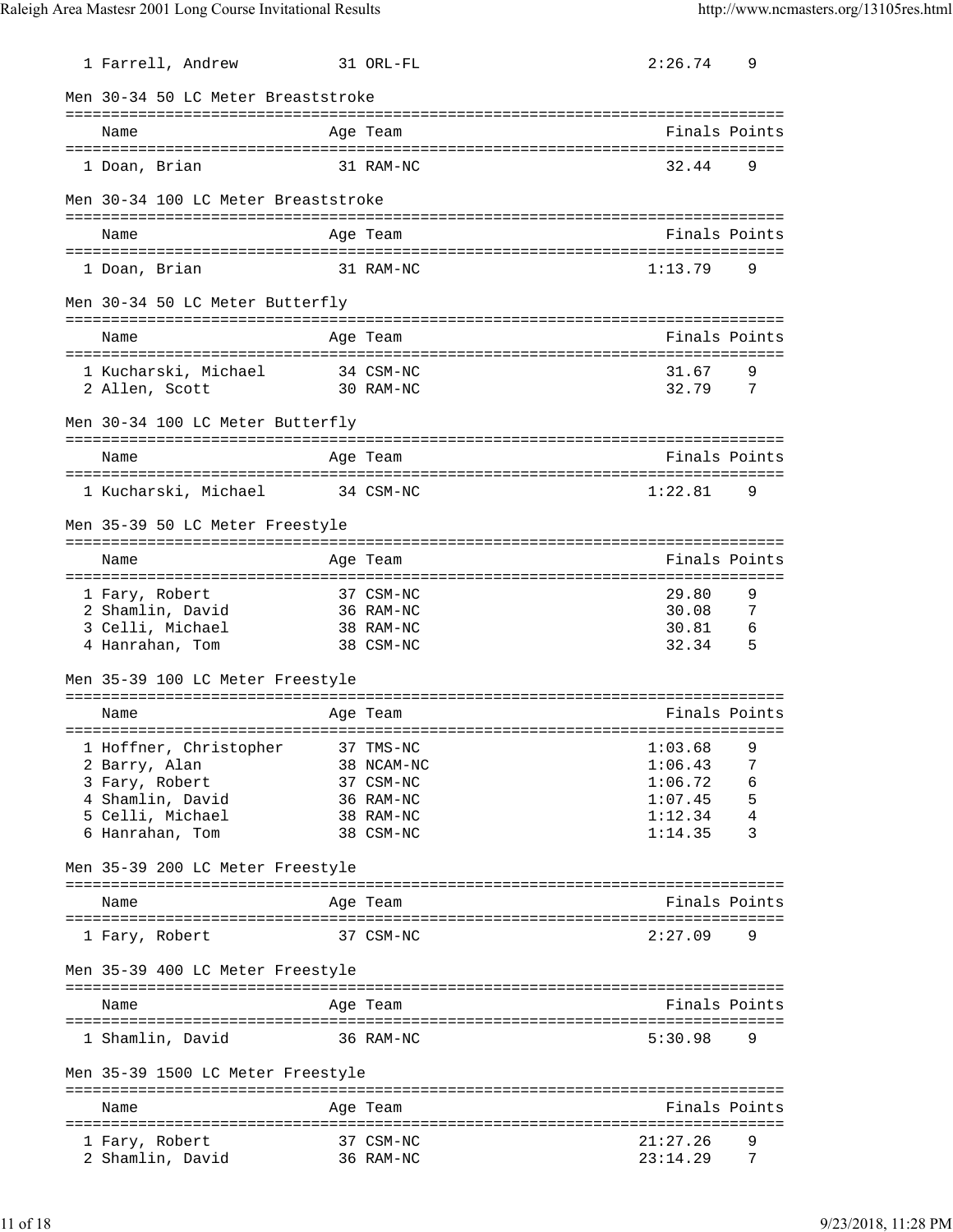| | Name | Age | Team | Finals | Points |
|---|---|---|---|---|---|
| 1 | Farrell, Andrew | 31 | ORL-FL | 2:26.74 | 9 |

### Men 30-34 50 LC Meter Breaststroke

| | Name | Age | Team | Finals | Points |
|---|---|---|---|---|---|
| 1 | Doan, Brian | 31 | RAM-NC | 32.44 | 9 |

### Men 30-34 100 LC Meter Breaststroke

| | Name | Age | Team | Finals | Points |
|---|---|---|---|---|---|
| 1 | Doan, Brian | 31 | RAM-NC | 1:13.79 | 9 |

### Men 30-34 50 LC Meter Butterfly

| | Name | Age | Team | Finals | Points |
|---|---|---|---|---|---|
| 1 | Kucharski, Michael | 34 | CSM-NC | 31.67 | 9 |
| 2 | Allen, Scott | 30 | RAM-NC | 32.79 | 7 |

### Men 30-34 100 LC Meter Butterfly

| | Name | Age | Team | Finals | Points |
|---|---|---|---|---|---|
| 1 | Kucharski, Michael | 34 | CSM-NC | 1:22.81 | 9 |

### Men 35-39 50 LC Meter Freestyle

| | Name | Age | Team | Finals | Points |
|---|---|---|---|---|---|
| 1 | Fary, Robert | 37 | CSM-NC | 29.80 | 9 |
| 2 | Shamlin, David | 36 | RAM-NC | 30.08 | 7 |
| 3 | Celli, Michael | 38 | RAM-NC | 30.81 | 6 |
| 4 | Hanrahan, Tom | 38 | CSM-NC | 32.34 | 5 |

### Men 35-39 100 LC Meter Freestyle

| | Name | Age | Team | Finals | Points |
|---|---|---|---|---|---|
| 1 | Hoffner, Christopher | 37 | TMS-NC | 1:03.68 | 9 |
| 2 | Barry, Alan | 38 | NCAM-NC | 1:06.43 | 7 |
| 3 | Fary, Robert | 37 | CSM-NC | 1:06.72 | 6 |
| 4 | Shamlin, David | 36 | RAM-NC | 1:07.45 | 5 |
| 5 | Celli, Michael | 38 | RAM-NC | 1:12.34 | 4 |
| 6 | Hanrahan, Tom | 38 | CSM-NC | 1:14.35 | 3 |

### Men 35-39 200 LC Meter Freestyle

| | Name | Age | Team | Finals | Points |
|---|---|---|---|---|---|
| 1 | Fary, Robert | 37 | CSM-NC | 2:27.09 | 9 |

### Men 35-39 400 LC Meter Freestyle

| | Name | Age | Team | Finals | Points |
|---|---|---|---|---|---|
| 1 | Shamlin, David | 36 | RAM-NC | 5:30.98 | 9 |

### Men 35-39 1500 LC Meter Freestyle

| | Name | Age | Team | Finals | Points |
|---|---|---|---|---|---|
| 1 | Fary, Robert | 37 | CSM-NC | 21:27.26 | 9 |
| 2 | Shamlin, David | 36 | RAM-NC | 23:14.29 | 7 |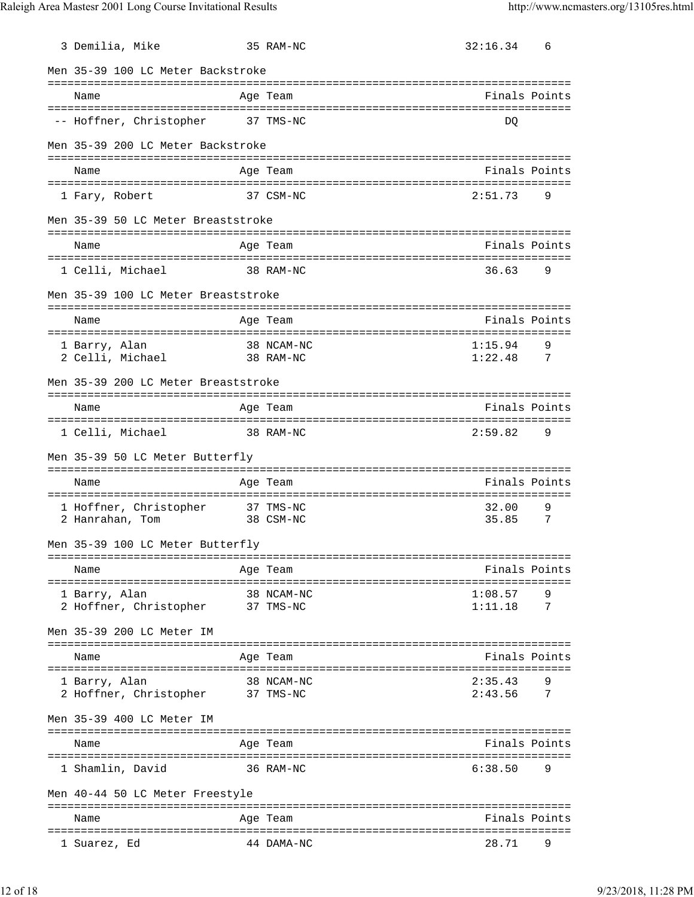| Place | Name | Age | Team | Finals | Points |
| --- | --- | --- | --- | --- | --- |
| 3 | Demilia, Mike | 35 | RAM-NC | 32:16.34 | 6 |

Men 35-39 100 LC Meter Backstroke

| Place | Name | Age | Team | Finals | Points |
| --- | --- | --- | --- | --- | --- |
| -- | Hoffner, Christopher | 37 | TMS-NC | DQ | |

Men 35-39 200 LC Meter Backstroke

| Place | Name | Age | Team | Finals | Points |
| --- | --- | --- | --- | --- | --- |
| 1 | Fary, Robert | 37 | CSM-NC | 2:51.73 | 9 |

Men 35-39 50 LC Meter Breaststroke

| Place | Name | Age | Team | Finals | Points |
| --- | --- | --- | --- | --- | --- |
| 1 | Celli, Michael | 38 | RAM-NC | 36.63 | 9 |

Men 35-39 100 LC Meter Breaststroke

| Place | Name | Age | Team | Finals | Points |
| --- | --- | --- | --- | --- | --- |
| 1 | Barry, Alan | 38 | NCAM-NC | 1:15.94 | 9 |
| 2 | Celli, Michael | 38 | RAM-NC | 1:22.48 | 7 |

Men 35-39 200 LC Meter Breaststroke

| Place | Name | Age | Team | Finals | Points |
| --- | --- | --- | --- | --- | --- |
| 1 | Celli, Michael | 38 | RAM-NC | 2:59.82 | 9 |

Men 35-39 50 LC Meter Butterfly

| Place | Name | Age | Team | Finals | Points |
| --- | --- | --- | --- | --- | --- |
| 1 | Hoffner, Christopher | 37 | TMS-NC | 32.00 | 9 |
| 2 | Hanrahan, Tom | 38 | CSM-NC | 35.85 | 7 |

Men 35-39 100 LC Meter Butterfly

| Place | Name | Age | Team | Finals | Points |
| --- | --- | --- | --- | --- | --- |
| 1 | Barry, Alan | 38 | NCAM-NC | 1:08.57 | 9 |
| 2 | Hoffner, Christopher | 37 | TMS-NC | 1:11.18 | 7 |

Men 35-39 200 LC Meter IM

| Place | Name | Age | Team | Finals | Points |
| --- | --- | --- | --- | --- | --- |
| 1 | Barry, Alan | 38 | NCAM-NC | 2:35.43 | 9 |
| 2 | Hoffner, Christopher | 37 | TMS-NC | 2:43.56 | 7 |

Men 35-39 400 LC Meter IM

| Place | Name | Age | Team | Finals | Points |
| --- | --- | --- | --- | --- | --- |
| 1 | Shamlin, David | 36 | RAM-NC | 6:38.50 | 9 |

Men 40-44 50 LC Meter Freestyle

| Place | Name | Age | Team | Finals | Points |
| --- | --- | --- | --- | --- | --- |
| 1 | Suarez, Ed | 44 | DAMA-NC | 28.71 | 9 |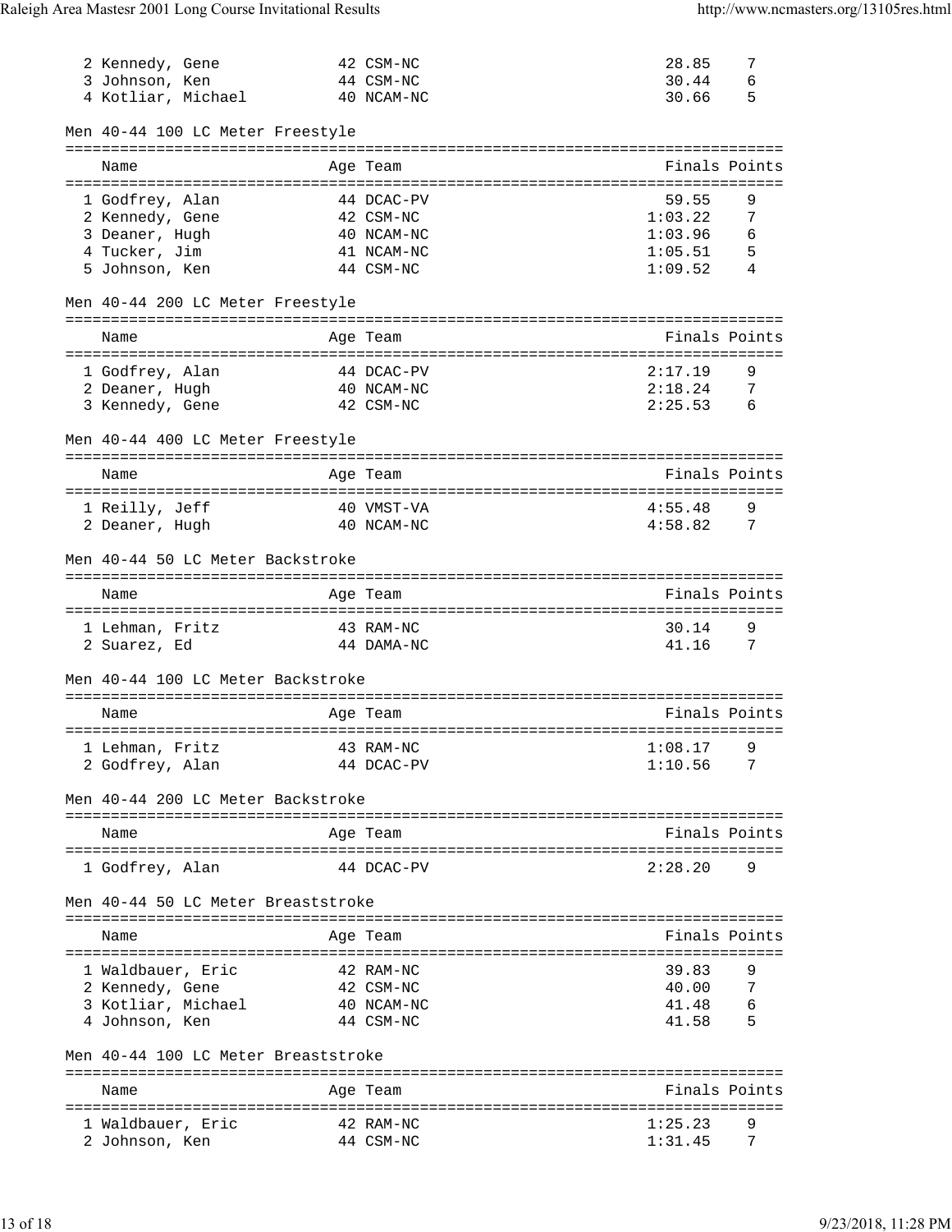| Name | Age | Team | Finals | Points |
|---|---|---|---|---|
| 2 Kennedy, Gene | 42 | CSM-NC | 28.85 | 7 |
| 3 Johnson, Ken | 44 | CSM-NC | 30.44 | 6 |
| 4 Kotliar, Michael | 40 | NCAM-NC | 30.66 | 5 |

### Men 40-44 100 LC Meter Freestyle

| Name | Age | Team | Finals | Points |
|---|---|---|---|---|
| 1 Godfrey, Alan | 44 | DCAC-PV | 59.55 | 9 |
| 2 Kennedy, Gene | 42 | CSM-NC | 1:03.22 | 7 |
| 3 Deaner, Hugh | 40 | NCAM-NC | 1:03.96 | 6 |
| 4 Tucker, Jim | 41 | NCAM-NC | 1:05.51 | 5 |
| 5 Johnson, Ken | 44 | CSM-NC | 1:09.52 | 4 |

### Men 40-44 200 LC Meter Freestyle

| Name | Age | Team | Finals | Points |
|---|---|---|---|---|
| 1 Godfrey, Alan | 44 | DCAC-PV | 2:17.19 | 9 |
| 2 Deaner, Hugh | 40 | NCAM-NC | 2:18.24 | 7 |
| 3 Kennedy, Gene | 42 | CSM-NC | 2:25.53 | 6 |

### Men 40-44 400 LC Meter Freestyle

| Name | Age | Team | Finals | Points |
|---|---|---|---|---|
| 1 Reilly, Jeff | 40 | VMST-VA | 4:55.48 | 9 |
| 2 Deaner, Hugh | 40 | NCAM-NC | 4:58.82 | 7 |

### Men 40-44 50 LC Meter Backstroke

| Name | Age | Team | Finals | Points |
|---|---|---|---|---|
| 1 Lehman, Fritz | 43 | RAM-NC | 30.14 | 9 |
| 2 Suarez, Ed | 44 | DAMA-NC | 41.16 | 7 |

### Men 40-44 100 LC Meter Backstroke

| Name | Age | Team | Finals | Points |
|---|---|---|---|---|
| 1 Lehman, Fritz | 43 | RAM-NC | 1:08.17 | 9 |
| 2 Godfrey, Alan | 44 | DCAC-PV | 1:10.56 | 7 |

### Men 40-44 200 LC Meter Backstroke

| Name | Age | Team | Finals | Points |
|---|---|---|---|---|
| 1 Godfrey, Alan | 44 | DCAC-PV | 2:28.20 | 9 |

### Men 40-44 50 LC Meter Breaststroke

| Name | Age | Team | Finals | Points |
|---|---|---|---|---|
| 1 Waldbauer, Eric | 42 | RAM-NC | 39.83 | 9 |
| 2 Kennedy, Gene | 42 | CSM-NC | 40.00 | 7 |
| 3 Kotliar, Michael | 40 | NCAM-NC | 41.48 | 6 |
| 4 Johnson, Ken | 44 | CSM-NC | 41.58 | 5 |

### Men 40-44 100 LC Meter Breaststroke

| Name | Age | Team | Finals | Points |
|---|---|---|---|---|
| 1 Waldbauer, Eric | 42 | RAM-NC | 1:25.23 | 9 |
| 2 Johnson, Ken | 44 | CSM-NC | 1:31.45 | 7 |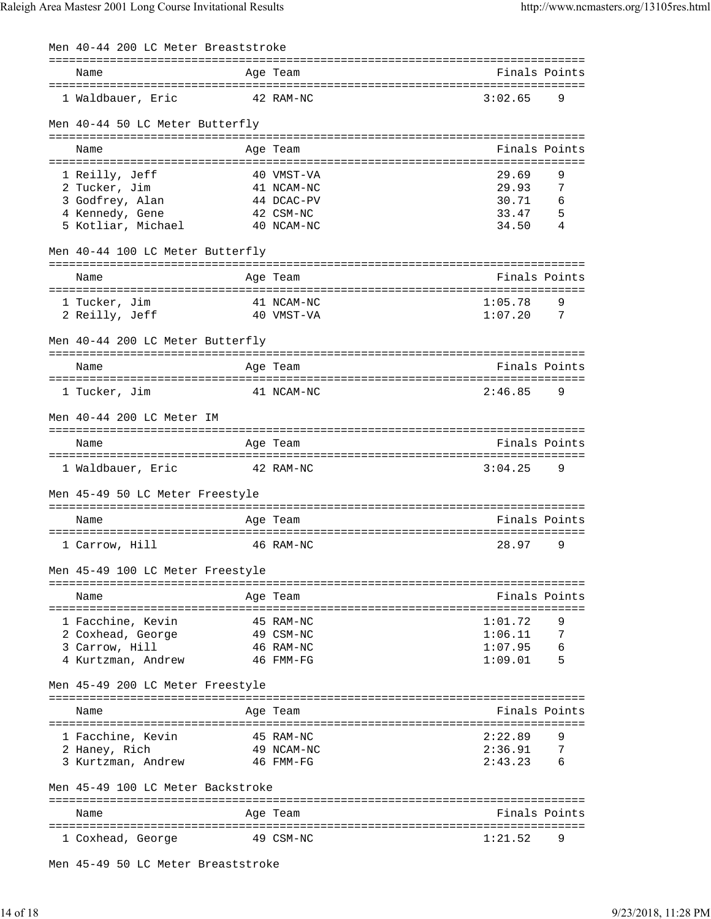Men 40-44 200 LC Meter Breaststroke

| Name | Age | Team | Finals | Points |
|---|---|---|---|---|
| 1 Waldbauer, Eric | 42 | RAM-NC | 3:02.65 | 9 |

Men 40-44 50 LC Meter Butterfly

| Name | Age | Team | Finals | Points |
|---|---|---|---|---|
| 1 Reilly, Jeff | 40 | VMST-VA | 29.69 | 9 |
| 2 Tucker, Jim | 41 | NCAM-NC | 29.93 | 7 |
| 3 Godfrey, Alan | 44 | DCAC-PV | 30.71 | 6 |
| 4 Kennedy, Gene | 42 | CSM-NC | 33.47 | 5 |
| 5 Kotliar, Michael | 40 | NCAM-NC | 34.50 | 4 |

Men 40-44 100 LC Meter Butterfly

| Name | Age | Team | Finals | Points |
|---|---|---|---|---|
| 1 Tucker, Jim | 41 | NCAM-NC | 1:05.78 | 9 |
| 2 Reilly, Jeff | 40 | VMST-VA | 1:07.20 | 7 |

Men 40-44 200 LC Meter Butterfly

| Name | Age | Team | Finals | Points |
|---|---|---|---|---|
| 1 Tucker, Jim | 41 | NCAM-NC | 2:46.85 | 9 |

Men 40-44 200 LC Meter IM

| Name | Age | Team | Finals | Points |
|---|---|---|---|---|
| 1 Waldbauer, Eric | 42 | RAM-NC | 3:04.25 | 9 |

Men 45-49 50 LC Meter Freestyle

| Name | Age | Team | Finals | Points |
|---|---|---|---|---|
| 1 Carrow, Hill | 46 | RAM-NC | 28.97 | 9 |

Men 45-49 100 LC Meter Freestyle

| Name | Age | Team | Finals | Points |
|---|---|---|---|---|
| 1 Facchine, Kevin | 45 | RAM-NC | 1:01.72 | 9 |
| 2 Coxhead, George | 49 | CSM-NC | 1:06.11 | 7 |
| 3 Carrow, Hill | 46 | RAM-NC | 1:07.95 | 6 |
| 4 Kurtzman, Andrew | 46 | FMM-FG | 1:09.01 | 5 |

Men 45-49 200 LC Meter Freestyle

| Name | Age | Team | Finals | Points |
|---|---|---|---|---|
| 1 Facchine, Kevin | 45 | RAM-NC | 2:22.89 | 9 |
| 2 Haney, Rich | 49 | NCAM-NC | 2:36.91 | 7 |
| 3 Kurtzman, Andrew | 46 | FMM-FG | 2:43.23 | 6 |

Men 45-49 100 LC Meter Backstroke

| Name | Age | Team | Finals | Points |
|---|---|---|---|---|
| 1 Coxhead, George | 49 | CSM-NC | 1:21.52 | 9 |

Men 45-49 50 LC Meter Breaststroke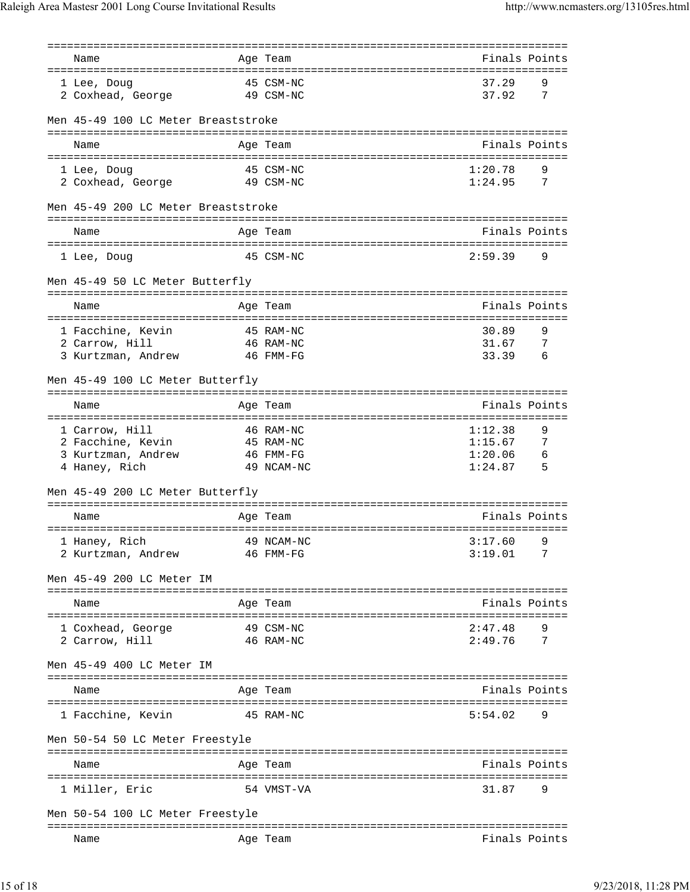| Name | Age | Team | Finals | Points |
|---|---|---|---|---|
| 1 Lee, Doug | 45 | CSM-NC | 37.29 | 9 |
| 2 Coxhead, George | 49 | CSM-NC | 37.92 | 7 |

### Men 45-49 100 LC Meter Breaststroke

| Name | Age | Team | Finals | Points |
|---|---|---|---|---|
| 1 Lee, Doug | 45 | CSM-NC | 1:20.78 | 9 |
| 2 Coxhead, George | 49 | CSM-NC | 1:24.95 | 7 |

### Men 45-49 200 LC Meter Breaststroke

| Name | Age | Team | Finals | Points |
|---|---|---|---|---|
| 1 Lee, Doug | 45 | CSM-NC | 2:59.39 | 9 |

### Men 45-49 50 LC Meter Butterfly

| Name | Age | Team | Finals | Points |
|---|---|---|---|---|
| 1 Facchine, Kevin | 45 | RAM-NC | 30.89 | 9 |
| 2 Carrow, Hill | 46 | RAM-NC | 31.67 | 7 |
| 3 Kurtzman, Andrew | 46 | FMM-FG | 33.39 | 6 |

### Men 45-49 100 LC Meter Butterfly

| Name | Age | Team | Finals | Points |
|---|---|---|---|---|
| 1 Carrow, Hill | 46 | RAM-NC | 1:12.38 | 9 |
| 2 Facchine, Kevin | 45 | RAM-NC | 1:15.67 | 7 |
| 3 Kurtzman, Andrew | 46 | FMM-FG | 1:20.06 | 6 |
| 4 Haney, Rich | 49 | NCAM-NC | 1:24.87 | 5 |

### Men 45-49 200 LC Meter Butterfly

| Name | Age | Team | Finals | Points |
|---|---|---|---|---|
| 1 Haney, Rich | 49 | NCAM-NC | 3:17.60 | 9 |
| 2 Kurtzman, Andrew | 46 | FMM-FG | 3:19.01 | 7 |

### Men 45-49 200 LC Meter IM

| Name | Age | Team | Finals | Points |
|---|---|---|---|---|
| 1 Coxhead, George | 49 | CSM-NC | 2:47.48 | 9 |
| 2 Carrow, Hill | 46 | RAM-NC | 2:49.76 | 7 |

### Men 45-49 400 LC Meter IM

| Name | Age | Team | Finals | Points |
|---|---|---|---|---|
| 1 Facchine, Kevin | 45 | RAM-NC | 5:54.02 | 9 |

### Men 50-54 50 LC Meter Freestyle

| Name | Age | Team | Finals | Points |
|---|---|---|---|---|
| 1 Miller, Eric | 54 | VMST-VA | 31.87 | 9 |

### Men 50-54 100 LC Meter Freestyle

| Name | Age | Team | Finals | Points |
|---|---|---|---|---|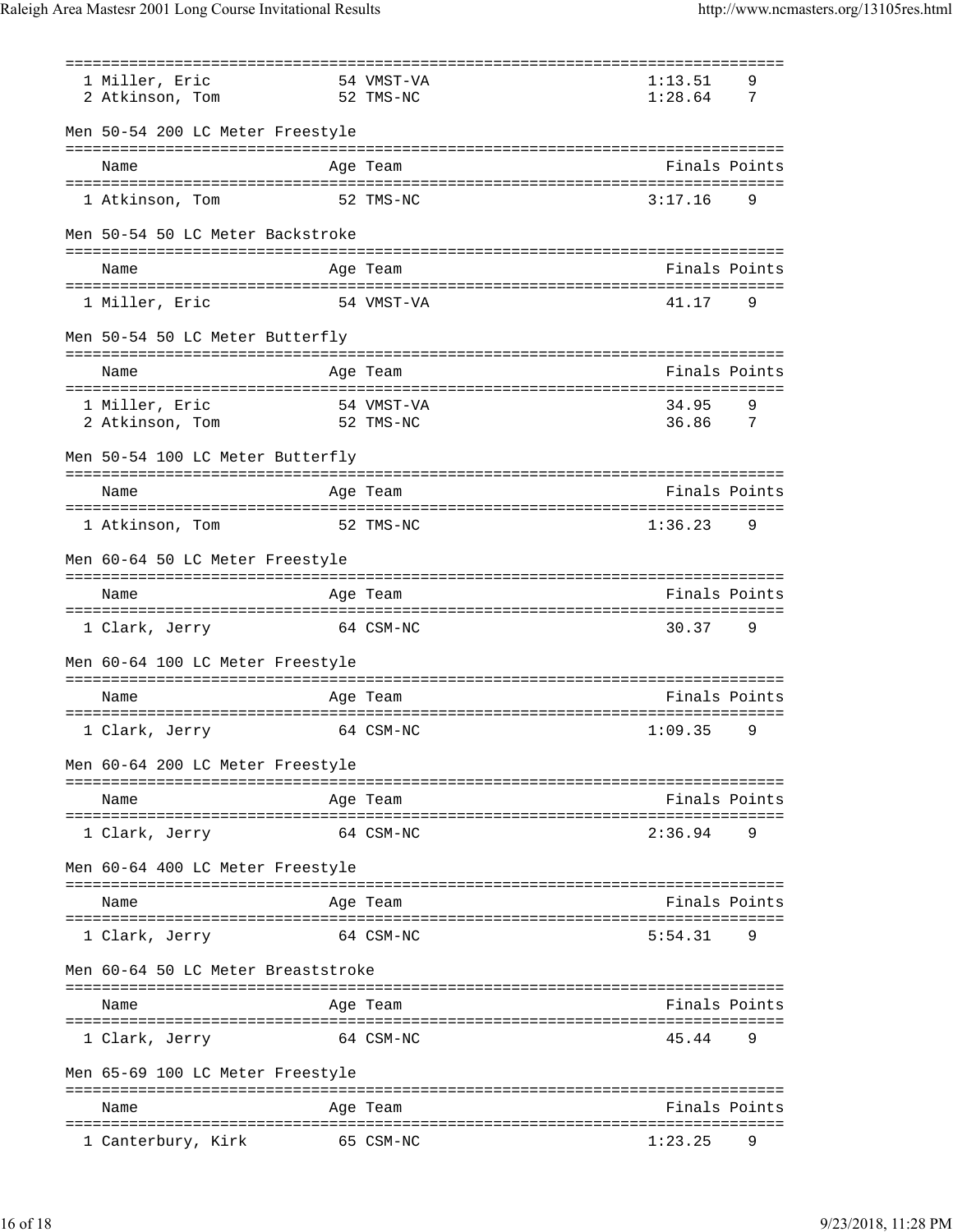| Name | Age | Team | Finals | Points |
|---|---|---|---|---|
| 1 Miller, Eric | 54 | VMST-VA | 1:13.51 | 9 |
| 2 Atkinson, Tom | 52 | TMS-NC | 1:28.64 | 7 |

## Men 50-54 200 LC Meter Freestyle

| Name | Age | Team | Finals | Points |
|---|---|---|---|---|
| 1 Atkinson, Tom | 52 | TMS-NC | 3:17.16 | 9 |

## Men 50-54 50 LC Meter Backstroke

| Name | Age | Team | Finals | Points |
|---|---|---|---|---|
| 1 Miller, Eric | 54 | VMST-VA | 41.17 | 9 |

## Men 50-54 50 LC Meter Butterfly

| Name | Age | Team | Finals | Points |
|---|---|---|---|---|
| 1 Miller, Eric | 54 | VMST-VA | 34.95 | 9 |
| 2 Atkinson, Tom | 52 | TMS-NC | 36.86 | 7 |

## Men 50-54 100 LC Meter Butterfly

| Name | Age | Team | Finals | Points |
|---|---|---|---|---|
| 1 Atkinson, Tom | 52 | TMS-NC | 1:36.23 | 9 |

## Men 60-64 50 LC Meter Freestyle

| Name | Age | Team | Finals | Points |
|---|---|---|---|---|
| 1 Clark, Jerry | 64 | CSM-NC | 30.37 | 9 |

## Men 60-64 100 LC Meter Freestyle

| Name | Age | Team | Finals | Points |
|---|---|---|---|---|
| 1 Clark, Jerry | 64 | CSM-NC | 1:09.35 | 9 |

## Men 60-64 200 LC Meter Freestyle

| Name | Age | Team | Finals | Points |
|---|---|---|---|---|
| 1 Clark, Jerry | 64 | CSM-NC | 2:36.94 | 9 |

## Men 60-64 400 LC Meter Freestyle

| Name | Age | Team | Finals | Points |
|---|---|---|---|---|
| 1 Clark, Jerry | 64 | CSM-NC | 5:54.31 | 9 |

## Men 60-64 50 LC Meter Breaststroke

| Name | Age | Team | Finals | Points |
|---|---|---|---|---|
| 1 Clark, Jerry | 64 | CSM-NC | 45.44 | 9 |

## Men 65-69 100 LC Meter Freestyle

| Name | Age | Team | Finals | Points |
|---|---|---|---|---|
| 1 Canterbury, Kirk | 65 | CSM-NC | 1:23.25 | 9 |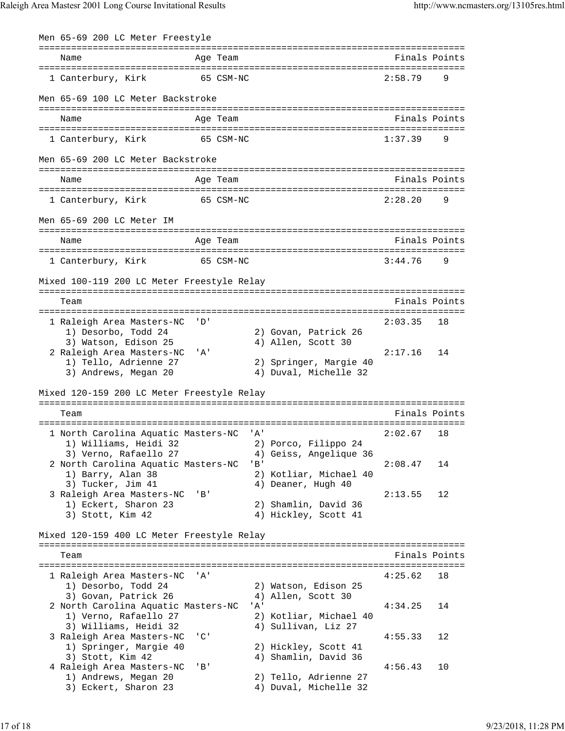### Men 65-69 200 LC Meter Freestyle

| Place | Name | Age | Team | Finals | Points |
|---|---|---|---|---|---|
| 1 | Canterbury, Kirk | 65 | CSM-NC | 2:58.79 | 9 |

### Men 65-69 100 LC Meter Backstroke

| Place | Name | Age | Team | Finals | Points |
|---|---|---|---|---|---|
| 1 | Canterbury, Kirk | 65 | CSM-NC | 1:37.39 | 9 |

### Men 65-69 200 LC Meter Backstroke

| Place | Name | Age | Team | Finals | Points |
|---|---|---|---|---|---|
| 1 | Canterbury, Kirk | 65 | CSM-NC | 2:28.20 | 9 |

### Men 65-69 200 LC Meter IM

| Place | Name | Age | Team | Finals | Points |
|---|---|---|---|---|---|
| 1 | Canterbury, Kirk | 65 | CSM-NC | 3:44.76 | 9 |

### Mixed 100-119 200 LC Meter Freestyle Relay

| Place | Team | Finals | Points |
|---|---|---|---|
| 1 | Raleigh Area Masters-NC 'D' | 2:03.35 | 18 |
| | 1) Desorbo, Todd 24; 2) Govan, Patrick 26; 3) Watson, Edison 25; 4) Allen, Scott 30 | | |
| 2 | Raleigh Area Masters-NC 'A' | 2:17.16 | 14 |
| | 1) Tello, Adrienne 27; 2) Springer, Margie 40; 3) Andrews, Megan 20; 4) Duval, Michelle 32 | | |

### Mixed 120-159 200 LC Meter Freestyle Relay

| Place | Team | Finals | Points |
|---|---|---|---|
| 1 | North Carolina Aquatic Masters-NC 'A' | 2:02.67 | 18 |
| | 1) Williams, Heidi 32; 2) Porco, Filippo 24; 3) Verno, Rafaello 27; 4) Geiss, Angelique 36 | | |
| 2 | North Carolina Aquatic Masters-NC 'B' | 2:08.47 | 14 |
| | 1) Barry, Alan 38; 2) Kotliar, Michael 40; 3) Tucker, Jim 41; 4) Deaner, Hugh 40 | | |
| 3 | Raleigh Area Masters-NC 'B' | 2:13.55 | 12 |
| | 1) Eckert, Sharon 23; 2) Shamlin, David 36; 3) Stott, Kim 42; 4) Hickley, Scott 41 | | |

### Mixed 120-159 400 LC Meter Freestyle Relay

| Place | Team | Finals | Points |
|---|---|---|---|
| 1 | Raleigh Area Masters-NC 'A' | 4:25.62 | 18 |
| | 1) Desorbo, Todd 24; 2) Watson, Edison 25; 3) Govan, Patrick 26; 4) Allen, Scott 30 | | |
| 2 | North Carolina Aquatic Masters-NC 'A' | 4:34.25 | 14 |
| | 1) Verno, Rafaello 27; 2) Kotliar, Michael 40; 3) Williams, Heidi 32; 4) Sullivan, Liz 27 | | |
| 3 | Raleigh Area Masters-NC 'C' | 4:55.33 | 12 |
| | 1) Springer, Margie 40; 2) Hickley, Scott 41; 3) Stott, Kim 42; 4) Shamlin, David 36 | | |
| 4 | Raleigh Area Masters-NC 'B' | 4:56.43 | 10 |
| | 1) Andrews, Megan 20; 2) Tello, Adrienne 27; 3) Eckert, Sharon 23; 4) Duval, Michelle 32 | | |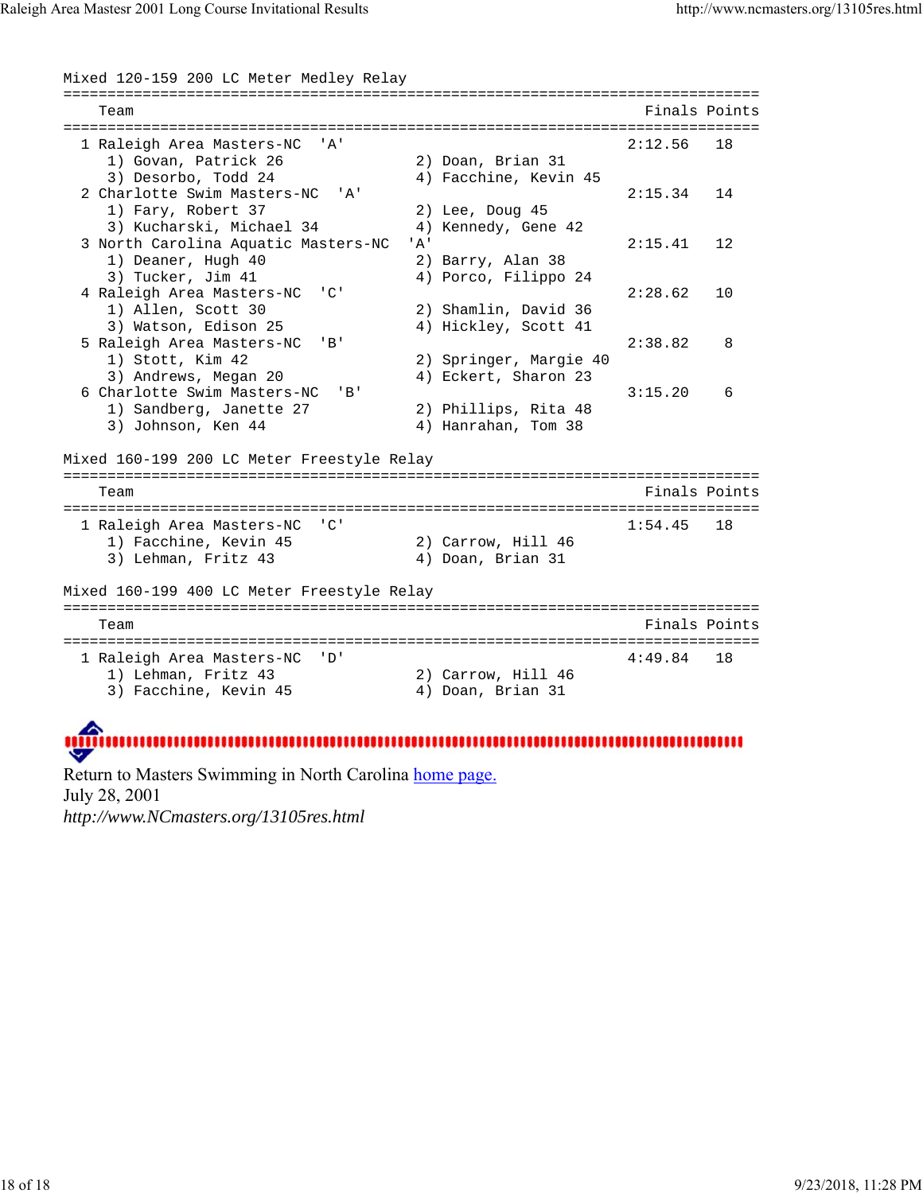### Mixed 120-159 200 LC Meter Medley Relay

```
===============================================================================
    Team                                                      Finals Points
===============================================================================
  1 Raleigh Area Masters-NC  'A'                              2:12.56   18
     1) Govan, Patrick 26              2) Doan, Brian 31
     3) Desorbo, Todd 24               4) Facchine, Kevin 45
  2 Charlotte Swim Masters-NC  'A'                            2:15.34   14
     1) Fary, Robert 37                2) Lee, Doug 45
     3) Kucharski, Michael 34          4) Kennedy, Gene 42
  3 North Carolina Aquatic Masters-NC  'A'                    2:15.41   12
     1) Deaner, Hugh 40                2) Barry, Alan 38
     3) Tucker, Jim 41                 4) Porco, Filippo 24
  4 Raleigh Area Masters-NC  'C'                              2:28.62   10
     1) Allen, Scott 30                2) Shamlin, David 36
     3) Watson, Edison 25              4) Hickley, Scott 41
  5 Raleigh Area Masters-NC  'B'                              2:38.82    8
     1) Stott, Kim 42                  2) Springer, Margie 40
     3) Andrews, Megan 20              4) Eckert, Sharon 23
  6 Charlotte Swim Masters-NC  'B'                            3:15.20    6
     1) Sandberg, Janette 27           2) Phillips, Rita 48
     3) Johnson, Ken 44                4) Hanrahan, Tom 38
```

### Mixed 160-199 200 LC Meter Freestyle Relay

```
===============================================================================
    Team                                                      Finals Points
===============================================================================
  1 Raleigh Area Masters-NC  'C'                              1:54.45   18
     1) Facchine, Kevin 45             2) Carrow, Hill 46
     3) Lehman, Fritz 43               4) Doan, Brian 31
```

### Mixed 160-199 400 LC Meter Freestyle Relay

```
===============================================================================
    Team                                                      Finals Points
===============================================================================
  1 Raleigh Area Masters-NC  'D'                              4:49.84   18
     1) Lehman, Fritz 43               2) Carrow, Hill 46
     3) Facchine, Kevin 45             4) Doan, Brian 31
```

Return to Masters Swimming in North Carolina home page.
July 28, 2001
*http://www.NCmasters.org/13105res.html*